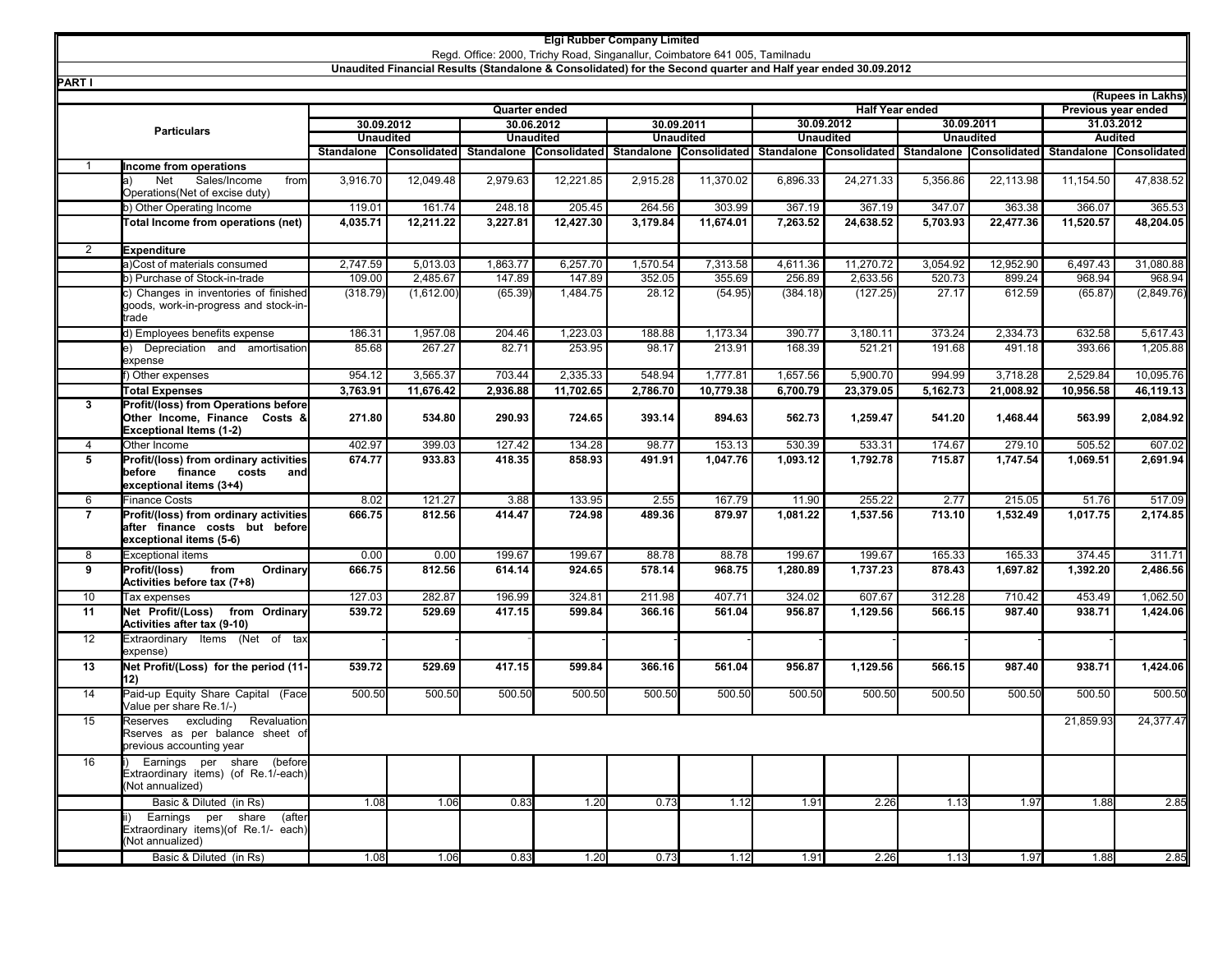# Elgi Rubber Company Limited

Regd. Office: 2000, Trichy Road, Singanallur, Coimbatore 641 005, Tamilnadu

**Unaudited Financial Results (Standalone & Consolidated) for the Second quarter and Half year ended 30.09.2012**

**PART I**

(Rupees in Lakhs)

| | Particulars | Quarter ended | | | | | | Half Year ended | | | | Previous year ended | |
|---|---|---|---|---|---|---|---|---|---|---|---|---|---|
| | | 30.09.2012 | | 30.06.2012 | | 30.09.2011 | | 30.09.2012 | | 30.09.2011 | | 31.03.2012 | |
| | | Unaudited | | Unaudited | | Unaudited | | Unaudited | | Unaudited | | Audited | |
| | | Standalone | Consolidated | Standalone | Consolidated | Standalone | Consolidated | Standalone | Consolidated | Standalone | Consolidated | Standalone | Consolidated |
| 1 | **Income from operations** | | | | | | | | | | | | |
| | a) Net Sales/Income from Operations(Net of excise duty) | 3,916.70 | 12,049.48 | 2,979.63 | 12,221.85 | 2,915.28 | 11,370.02 | 6,896.33 | 24,271.33 | 5,356.86 | 22,113.98 | 11,154.50 | 47,838.52 |
| | b) Other Operating Income | 119.01 | 161.74 | 248.18 | 205.45 | 264.56 | 303.99 | 367.19 | 367.19 | 347.07 | 363.38 | 366.07 | 365.53 |
| | **Total Income from operations (net)** | **4,035.71** | **12,211.22** | **3,227.81** | **12,427.30** | **3,179.84** | **11,674.01** | **7,263.52** | **24,638.52** | **5,703.93** | **22,477.36** | **11,520.57** | **48,204.05** |
| 2 | **Expenditure** | | | | | | | | | | | | |
| | a)Cost of materials consumed | 2,747.59 | 5,013.03 | 1,863.77 | 6,257.70 | 1,570.54 | 7,313.58 | 4,611.36 | 11,270.72 | 3,054.92 | 12,952.90 | 6,497.43 | 31,080.88 |
| | b) Purchase of Stock-in-trade | 109.00 | 2,485.67 | 147.89 | 147.89 | 352.05 | 355.69 | 256.89 | 2,633.56 | 520.73 | 899.24 | 968.94 | 968.94 |
| | c) Changes in inventories of finished goods, work-in-progress and stock-in-trade | (318.79) | (1,612.00) | (65.39) | 1,484.75 | 28.12 | (54.95) | (384.18) | (127.25) | 27.17 | 612.59 | (65.87) | (2,849.76) |
| | d) Employees benefits expense | 186.31 | 1,957.08 | 204.46 | 1,223.03 | 188.88 | 1,173.34 | 390.77 | 3,180.11 | 373.24 | 2,334.73 | 632.58 | 5,617.43 |
| | e) Depreciation and amortisation expense | 85.68 | 267.27 | 82.71 | 253.95 | 98.17 | 213.91 | 168.39 | 521.21 | 191.68 | 491.18 | 393.66 | 1,205.88 |
| | f) Other expenses | 954.12 | 3,565.37 | 703.44 | 2,335.33 | 548.94 | 1,777.81 | 1,657.56 | 5,900.70 | 994.99 | 3,718.28 | 2,529.84 | 10,095.76 |
| | **Total Expenses** | **3,763.91** | **11,676.42** | **2,936.88** | **11,702.65** | **2,786.70** | **10,779.38** | **6,700.79** | **23,379.05** | **5,162.73** | **21,008.92** | **10,956.58** | **46,119.13** |
| **3** | **Profit/(loss) from Operations before Other Income, Finance Costs & Exceptional Items (1-2)** | **271.80** | **534.80** | **290.93** | **724.65** | **393.14** | **894.63** | **562.73** | **1,259.47** | **541.20** | **1,468.44** | **563.99** | **2,084.92** |
| 4 | Other Income | 402.97 | 399.03 | 127.42 | 134.28 | 98.77 | 153.13 | 530.39 | 533.31 | 174.67 | 279.10 | 505.52 | 607.02 |
| **5** | **Profit/(loss) from ordinary activities before finance costs and exceptional items (3+4)** | **674.77** | **933.83** | **418.35** | **858.93** | **491.91** | **1,047.76** | **1,093.12** | **1,792.78** | **715.87** | **1,747.54** | **1,069.51** | **2,691.94** |
| 6 | Finance Costs | 8.02 | 121.27 | 3.88 | 133.95 | 2.55 | 167.79 | 11.90 | 255.22 | 2.77 | 215.05 | 51.76 | 517.09 |
| **7** | **Profit/(loss) from ordinary activities after finance costs but before exceptional items (5-6)** | **666.75** | **812.56** | **414.47** | **724.98** | **489.36** | **879.97** | **1,081.22** | **1,537.56** | **713.10** | **1,532.49** | **1,017.75** | **2,174.85** |
| 8 | Exceptional items | 0.00 | 0.00 | 199.67 | 199.67 | 88.78 | 88.78 | 199.67 | 199.67 | 165.33 | 165.33 | 374.45 | 311.71 |
| **9** | **Profit/(loss) from Ordinary Activities before tax (7+8)** | **666.75** | **812.56** | **614.14** | **924.65** | **578.14** | **968.75** | **1,280.89** | **1,737.23** | **878.43** | **1,697.82** | **1,392.20** | **2,486.56** |
| 10 | Tax expenses | 127.03 | 282.87 | 196.99 | 324.81 | 211.98 | 407.71 | 324.02 | 607.67 | 312.28 | 710.42 | 453.49 | 1,062.50 |
| **11** | **Net Profit/(Loss) from Ordinary Activities after tax (9-10)** | **539.72** | **529.69** | **417.15** | **599.84** | **366.16** | **561.04** | **956.87** | **1,129.56** | **566.15** | **987.40** | **938.71** | **1,424.06** |
| 12 | Extraordinary Items (Net of tax expense) | - | - | - | - | - | - | - | - | - | - | - | - |
| **13** | **Net Profit/(Loss) for the period (11-12)** | **539.72** | **529.69** | **417.15** | **599.84** | **366.16** | **561.04** | **956.87** | **1,129.56** | **566.15** | **987.40** | **938.71** | **1,424.06** |
| 14 | Paid-up Equity Share Capital (Face Value per share Re.1/-) | 500.50 | 500.50 | 500.50 | 500.50 | 500.50 | 500.50 | 500.50 | 500.50 | 500.50 | 500.50 | 500.50 | 500.50 |
| 15 | Reserves excluding Revaluation Rserves as per balance sheet of previous accounting year | | | | | | | | | | | 21,859.93 | 24,377.47 |
| 16 | i) Earnings per share (before Extraordinary items) (of Re.1/-each) (Not annualized) | | | | | | | | | | | | |
| | Basic & Diluted (in Rs) | 1.08 | 1.06 | 0.83 | 1.20 | 0.73 | 1.12 | 1.91 | 2.26 | 1.13 | 1.97 | 1.88 | 2.85 |
| | ii) Earnings per share (after Extraordinary items)(of Re.1/- each) (Not annualized) | | | | | | | | | | | | |
| | Basic & Diluted (in Rs) | 1.08 | 1.06 | 0.83 | 1.20 | 0.73 | 1.12 | 1.91 | 2.26 | 1.13 | 1.97 | 1.88 | 2.85 |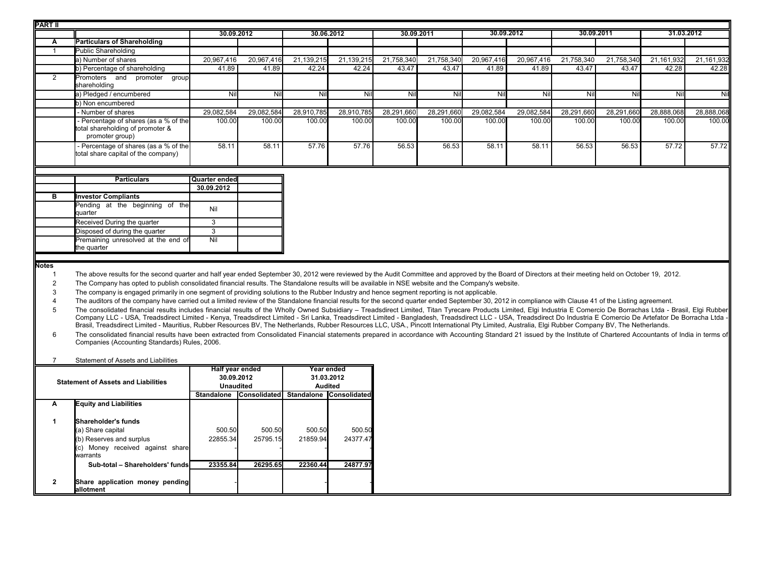## PART II

| | | 30.09.2012 | | 30.06.2012 | | 30.09.2011 | | 30.09.2012 | | 30.09.2011 | | 31.03.2012 | |
|---|---|---|---|---|---|---|---|---|---|---|---|---|---|
| **A** | **Particulars of Shareholding** | | | | | | | | | | | | |
| 1 | Public Shareholding | | | | | | | | | | | | |
| | a) Number of shares | 20,967,416 | 20,967,416 | 21,139,215 | 21,139,215 | 21,758,340 | 21,758,340 | 20,967,416 | 20,967,416 | 21,758,340 | 21,758,340 | 21,161,932 | 21,161,932 |
| | b) Percentage of shareholding | 41.89 | 41.89 | 42.24 | 42.24 | 43.47 | 43.47 | 41.89 | 41.89 | 43.47 | 43.47 | 42.28 | 42.28 |
| 2 | Promoters and promoter group shareholding | | | | | | | | | | | | |
| | a) Pledged / encumbered | Nil | Nil | Nil | Nil | Nil | Nil | Nil | Nil | Nil | Nil | Nil | Nil |
| | b) Non encumbered | | | | | | | | | | | | |
| | - Number of shares | 29,082,584 | 29,082,584 | 28,910,785 | 28,910,785 | 28,291,660 | 28,291,660 | 29,082,584 | 29,082,584 | 28,291,660 | 28,291,660 | 28,888,068 | 28,888,068 |
| | - Percentage of shares (as a % of the total shareholding of promoter & promoter group) | 100.00 | 100.00 | 100.00 | 100.00 | 100.00 | 100.00 | 100.00 | 100.00 | 100.00 | 100.00 | 100.00 | 100.00 |
| | - Percentage of shares (as a % of the total share capital of the company) | 58.11 | 58.11 | 57.76 | 57.76 | 56.53 | 56.53 | 58.11 | 58.11 | 56.53 | 56.53 | 57.72 | 57.72 |

| | Particulars | Quarter ended 30.09.2012 | |
|---|---|---|---|
| **B** | **Investor Compliants** | | |
| | Pending at the beginning of the quarter | Nil | |
| | Received During the quarter | 3 | |
| | Disposed of during the quarter | 3 | |
| | Premaining unresolved at the end of the quarter | Nil | |

**Notes**

1. The above results for the second quarter and half year ended September 30, 2012 were reviewed by the Audit Committee and approved by the Board of Directors at their meeting held on October 19, 2012.
2. The Company has opted to publish consolidated financial results. The Standalone results will be available in NSE website and the Company's website.
3. The company is engaged primarily in one segment of providing solutions to the Rubber Industry and hence segment reporting is not applicable.
4. The auditors of the company have carried out a limited review of the Standalone financial results for the second quarter ended September 30, 2012 in compliance with Clause 41 of the Listing agreement.
5. The consolidated financial results includes financial results of the Wholly Owned Subsidiary – Treadsdirect Limited, Titan Tyrecare Products Limited, Elgi Industria E Comercio De Borrachas Ltda - Brasil, Elgi Rubber Company LLC - USA, Treadsdirect Limited - Kenya, Treadsdirect Limited - Sri Lanka, Treadsdirect Limited - Bangladesh, Treadsdirect LLC - USA, Treadsdirect Do Industria E Comercio De Artefator De Borracha Ltda - Brasil, Treadsdirect Limited - Mauritius, Rubber Resources BV, The Netherlands, Rubber Resources LLC, USA., Pincott International Pty Limited, Australia, Elgi Rubber Company BV, The Netherlands.
6. The consolidated financial results have been extracted from Consolidated Financial statements prepared in accordance with Accounting Standard 21 issued by the Institute of Chartered Accountants of India in terms of Companies (Accounting Standards) Rules, 2006.
7. Statement of Assets and Liabilities

| | Statement of Assets and Liabilities | Half year ended 30.09.2012 Unaudited | | Year ended 31.03.2012 Audited | |
|---|---|---|---|---|---|
| | | Standalone | Consolidated | Standalone | Consolidated |
| **A** | **Equity and Liabilities** | | | | |
| **1** | **Shareholder's funds** | | | | |
| | (a) Share capital | 500.50 | 500.50 | 500.50 | 500.50 |
| | (b) Reserves and surplus | 22855.34 | 25795.15 | 21859.94 | 24377.47 |
| | (c) Money received against share warrants | - | - | - | - |
| | **Sub-total – Shareholders' funds** | **23355.84** | **26295.65** | **22360.44** | **24877.97** |
| **2** | **Share application money pending allotment** | - | | - | - |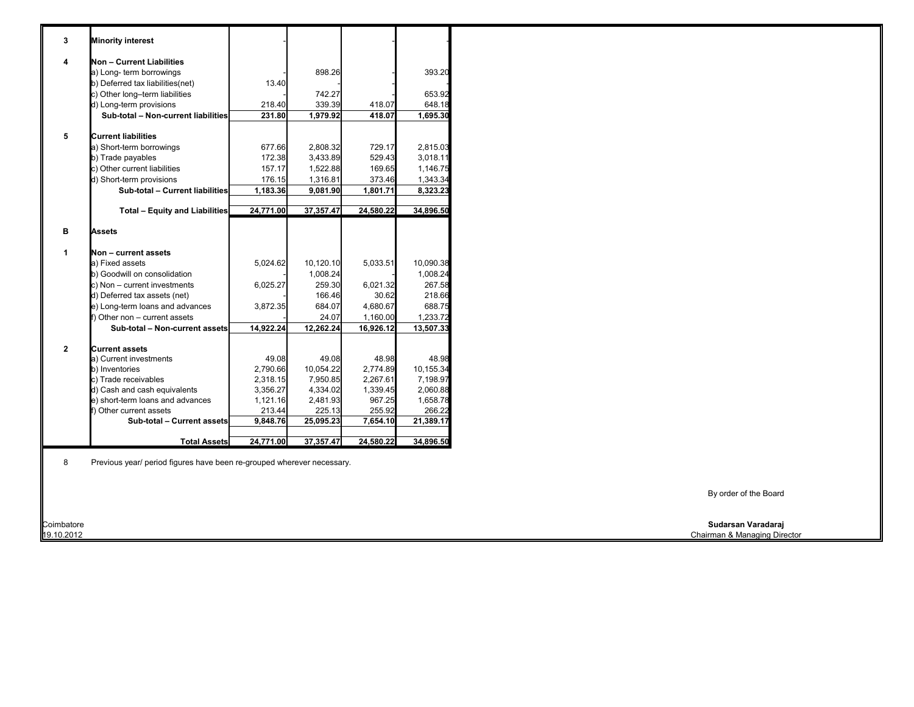| | | | | | |
|---|---|---|---|---|---|
| 3 | **Minority interest** | - | | - | - |
| 4 | **Non – Current Liabilities** | | | | |
| | a) Long- term borrowings | - | 898.26 | - | 393.20 |
| | b) Deferred tax liabilities(net) | 13.40 | - | - | - |
| | c) Other long–term liabilities | - | 742.27 | - | 653.92 |
| | d) Long-term provisions | 218.40 | 339.39 | 418.07 | 648.18 |
| | **Sub-total – Non-current liabilities** | **231.80** | **1,979.92** | **418.07** | **1,695.30** |
| 5 | **Current liabilities** | | | | |
| | a) Short-term borrowings | 677.66 | 2,808.32 | 729.17 | 2,815.03 |
| | b) Trade payables | 172.38 | 3,433.89 | 529.43 | 3,018.11 |
| | c) Other current liabilities | 157.17 | 1,522.88 | 169.65 | 1,146.75 |
| | d) Short-term provisions | 176.15 | 1,316.81 | 373.46 | 1,343.34 |
| | **Sub-total – Current liabilities** | **1,183.36** | **9,081.90** | **1,801.71** | **8,323.23** |
| | **Total – Equity and Liabilities** | **24,771.00** | **37,357.47** | **24,580.22** | **34,896.50** |
| **B** | **Assets** | | | | |
| 1 | **Non – current assets** | | | | |
| | a) Fixed assets | 5,024.62 | 10,120.10 | 5,033.51 | 10,090.38 |
| | b) Goodwill on consolidation | - | 1,008.24 | - | 1,008.24 |
| | c) Non – current investments | 6,025.27 | 259.30 | 6,021.32 | 267.58 |
| | d) Deferred tax assets (net) | - | 166.46 | 30.62 | 218.66 |
| | e) Long-term loans and advances | 3,872.35 | 684.07 | 4,680.67 | 688.75 |
| | f) Other non – current assets | - | 24.07 | 1,160.00 | 1,233.72 |
| | **Sub-total – Non-current assets** | **14,922.24** | **12,262.24** | **16,926.12** | **13,507.33** |
| 2 | **Current assets** | | | | |
| | a) Current investments | 49.08 | 49.08 | 48.98 | 48.98 |
| | b) Inventories | 2,790.66 | 10,054.22 | 2,774.89 | 10,155.34 |
| | c) Trade receivables | 2,318.15 | 7,950.85 | 2,267.61 | 7,198.97 |
| | d) Cash and cash equivalents | 3,356.27 | 4,334.02 | 1,339.45 | 2,060.88 |
| | e) short-term loans and advances | 1,121.16 | 2,481.93 | 967.25 | 1,658.78 |
| | f) Other current assets | 213.44 | 225.13 | 255.92 | 266.22 |
| | **Sub-total – Current assets** | **9,848.76** | **25,095.23** | **7,654.10** | **21,389.17** |
| | **Total Assets** | **24,771.00** | **37,357.47** | **24,580.22** | **34,896.50** |

8 Previous year/ period figures have been re-grouped wherever necessary.

By order of the Board

Coimbatore
19.10.2012

**Sudarsan Varadaraj**
Chairman & Managing Director